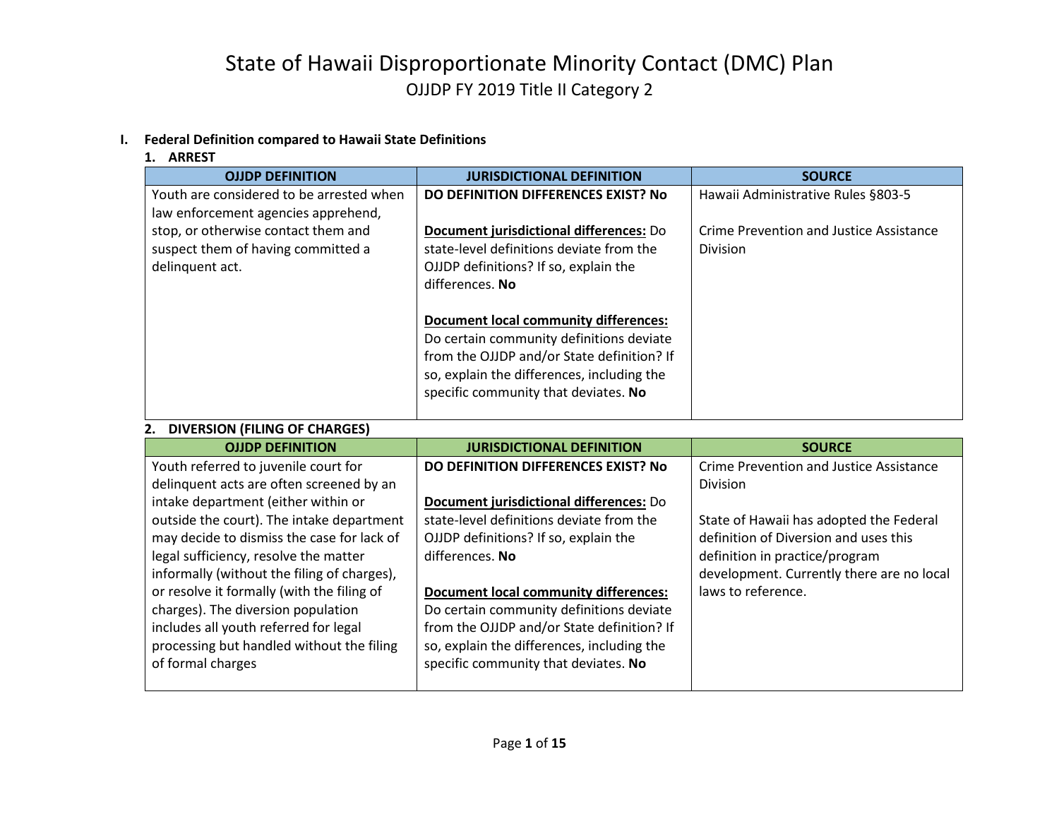# State of Hawaii Disproportionate Minority Contact (DMC) Plan

## OJJDP FY 2019 Title II Category 2

### I. Federal Definition compared to Hawaii State Definitions

#### 1. ARREST

| OJJDP DEFINITION | JURISDICTIONAL DEFINITION | SOURCE |
|---|---|---|
| Youth are considered to be arrested when law enforcement agencies apprehend, stop, or otherwise contact them and suspect them of having committed a delinquent act. | **DO DEFINITION DIFFERENCES EXIST? No**<br><br>**Document jurisdictional differences:** Do state-level definitions deviate from the OJJDP definitions? If so, explain the differences. **No**<br><br>**Document local community differences:** Do certain community definitions deviate from the OJJDP and/or State definition? If so, explain the differences, including the specific community that deviates. **No** | Hawaii Administrative Rules §803-5<br><br>Crime Prevention and Justice Assistance Division |

#### 2. DIVERSION (FILING OF CHARGES)

| OJJDP DEFINITION | JURISDICTIONAL DEFINITION | SOURCE |
|---|---|---|
| Youth referred to juvenile court for delinquent acts are often screened by an intake department (either within or outside the court). The intake department may decide to dismiss the case for lack of legal sufficiency, resolve the matter informally (without the filing of charges), or resolve it formally (with the filing of charges). The diversion population includes all youth referred for legal processing but handled without the filing of formal charges | **DO DEFINITION DIFFERENCES EXIST? No**<br><br>**Document jurisdictional differences:** Do state-level definitions deviate from the OJJDP definitions? If so, explain the differences. **No**<br><br>**Document local community differences:** Do certain community definitions deviate from the OJJDP and/or State definition? If so, explain the differences, including the specific community that deviates. **No** | Crime Prevention and Justice Assistance Division<br><br>State of Hawaii has adopted the Federal definition of Diversion and uses this definition in practice/program development. Currently there are no local laws to reference. |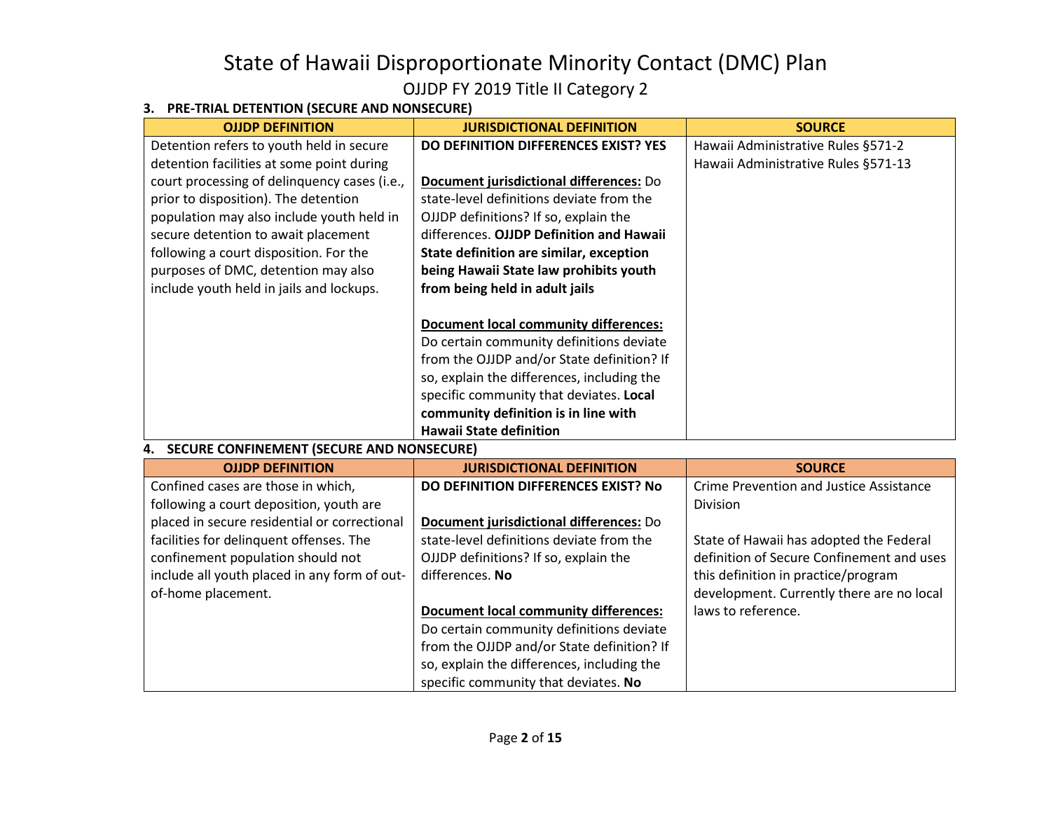# State of Hawaii Disproportionate Minority Contact (DMC) Plan

## OJJDP FY 2019 Title II Category 2

### 3. PRE-TRIAL DETENTION (SECURE AND NONSECURE)

| OJJDP DEFINITION | JURISDICTIONAL DEFINITION | SOURCE |
|---|---|---|
| Detention refers to youth held in secure detention facilities at some point during court processing of delinquency cases (i.e., prior to disposition). The detention population may also include youth held in secure detention to await placement following a court disposition. For the purposes of DMC, detention may also include youth held in jails and lockups. | **DO DEFINITION DIFFERENCES EXIST? YES**<br><br>**Document jurisdictional differences:** Do state-level definitions deviate from the OJJDP definitions? If so, explain the differences. **OJJDP Definition and Hawaii State definition are similar, exception being Hawaii State law prohibits youth from being held in adult jails**<br><br>**Document local community differences:** Do certain community definitions deviate from the OJJDP and/or State definition? If so, explain the differences, including the specific community that deviates. **Local community definition is in line with Hawaii State definition** | Hawaii Administrative Rules §571-2<br>Hawaii Administrative Rules §571-13 |

### 4. SECURE CONFINEMENT (SECURE AND NONSECURE)

| OJJDP DEFINITION | JURISDICTIONAL DEFINITION | SOURCE |
|---|---|---|
| Confined cases are those in which, following a court deposition, youth are placed in secure residential or correctional facilities for delinquent offenses. The confinement population should not include all youth placed in any form of out-of-home placement. | **DO DEFINITION DIFFERENCES EXIST? No**<br><br>**Document jurisdictional differences:** Do state-level definitions deviate from the OJJDP definitions? If so, explain the differences. **No**<br><br>**Document local community differences:** Do certain community definitions deviate from the OJJDP and/or State definition? If so, explain the differences, including the specific community that deviates. **No** | Crime Prevention and Justice Assistance Division<br><br>State of Hawaii has adopted the Federal definition of Secure Confinement and uses this definition in practice/program development. Currently there are no local laws to reference. |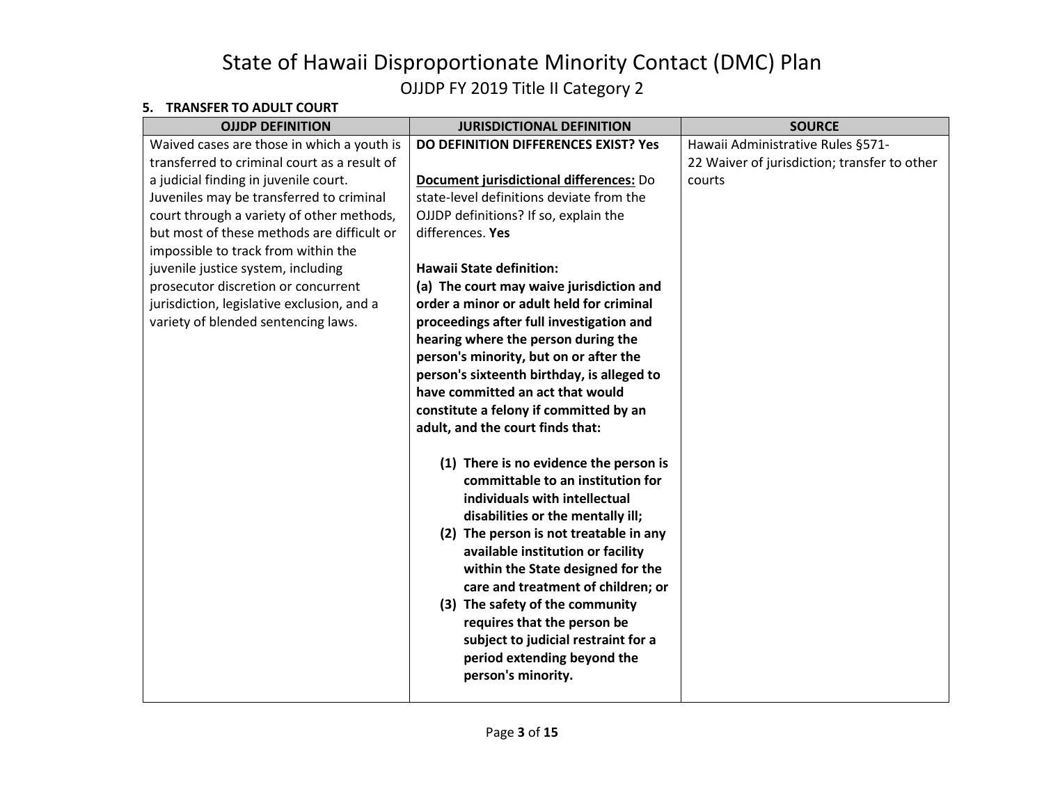# State of Hawaii Disproportionate Minority Contact (DMC) Plan

## OJJDP FY 2019 Title II Category 2

### 5. TRANSFER TO ADULT COURT

| OJJDP DEFINITION | JURISDICTIONAL DEFINITION | SOURCE |
|---|---|---|
| Waived cases are those in which a youth is transferred to criminal court as a result of a judicial finding in juvenile court. Juveniles may be transferred to criminal court through a variety of other methods, but most of these methods are difficult or impossible to track from within the juvenile justice system, including prosecutor discretion or concurrent jurisdiction, legislative exclusion, and a variety of blended sentencing laws. | **DO DEFINITION DIFFERENCES EXIST? Yes**<br><br>**<u>Document jurisdictional differences:</u>** Do state-level definitions deviate from the OJJDP definitions? If so, explain the differences. **Yes**<br><br>**Hawaii State definition:**<br>**(a) The court may waive jurisdiction and order a minor or adult held for criminal proceedings after full investigation and hearing where the person during the person's minority, but on or after the person's sixteenth birthday, is alleged to have committed an act that would constitute a felony if committed by an adult, and the court finds that:**<br><br>**(1) There is no evidence the person is committable to an institution for individuals with intellectual disabilities or the mentally ill;**<br>**(2) The person is not treatable in any available institution or facility within the State designed for the care and treatment of children; or**<br>**(3) The safety of the community requires that the person be subject to judicial restraint for a period extending beyond the person's minority.** | Hawaii Administrative Rules §571-22 Waiver of jurisdiction; transfer to other courts |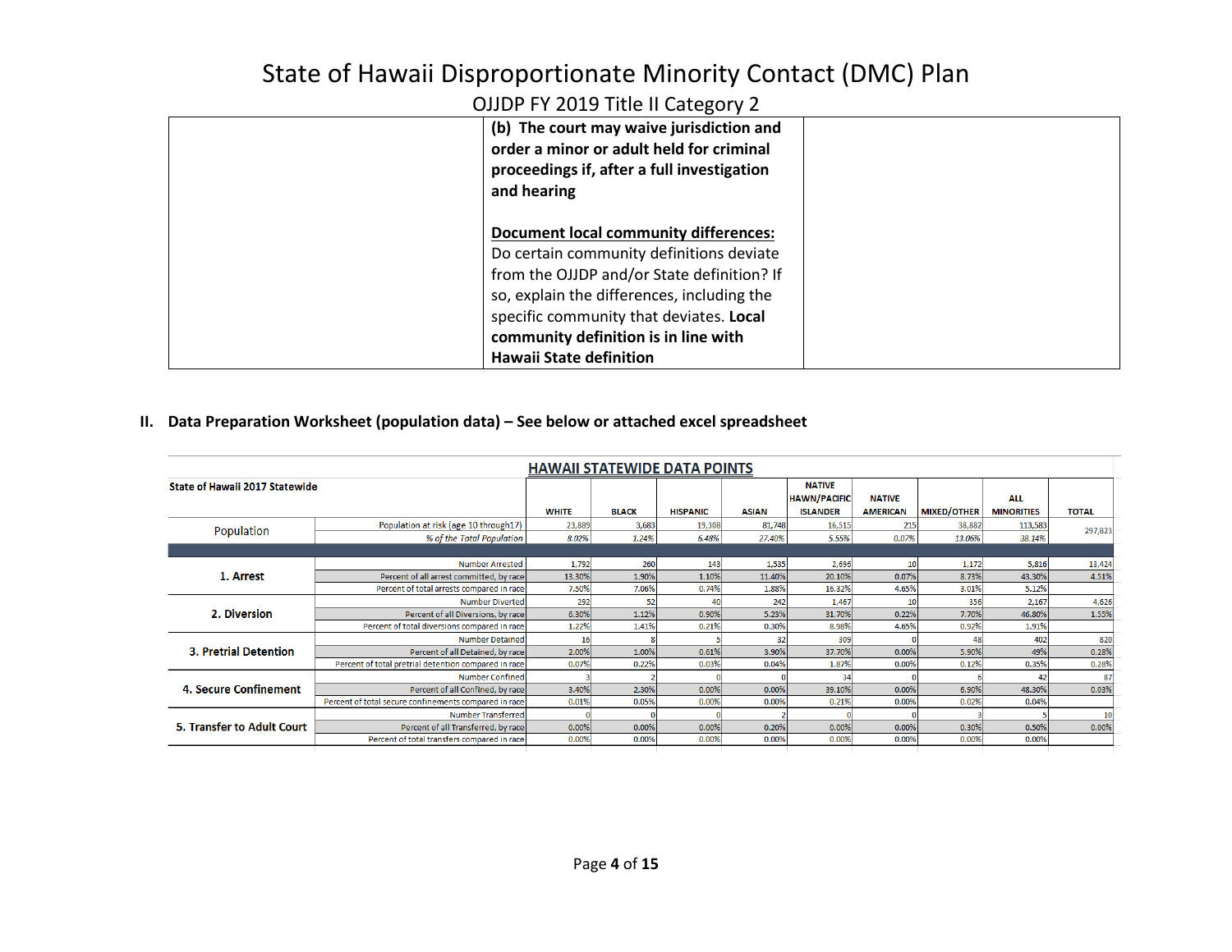| | **(b) The court may waive jurisdiction and order a minor or adult held for criminal proceedings if, after a full investigation and hearing**<br><br>**Document local community differences:**<br>Do certain community definitions deviate from the OJJDP and/or State definition? If so, explain the differences, including the specific community that deviates. **Local community definition is in line with Hawaii State definition** | |
|---|---|---|

## II. Data Preparation Worksheet (population data) – See below or attached excel spreadsheet

**HAWAII STATEWIDE DATA POINTS**

| State of Hawaii 2017 Statewide | | WHITE | BLACK | HISPANIC | ASIAN | NATIVE HAWN/PACIFIC ISLANDER | NATIVE AMERICAN | MIXED/OTHER | ALL MINORITIES | TOTAL |
|---|---|---|---|---|---|---|---|---|---|---|
| Population | Population at risk (age 10 through17) | 23,889 | 3,683 | 19,308 | 81,748 | 16,515 | 215 | 38,882 | 113,583 | 297,823 |
| | *% of the Total Population* | *8.02%* | *1.24%* | *6.48%* | *27.40%* | *5.55%* | *0.07%* | *13.06%* | *38.14%* | |
| 1. Arrest | Number Arrested | 1,792 | 260 | 143 | 1,535 | 2,696 | 10 | 1,172 | 5,816 | 13,424 |
| | Percent of all arrest committed, by race | 13.30% | 1.90% | 1.10% | 11.40% | 20.10% | 0.07% | 8.73% | 43.30% | 4.51% |
| | Percent of total arrests compared in race | 7.50% | 7.06% | 0.74% | 1.88% | 16.32% | 4.65% | 3.01% | 5.12% | |
| 2. Diversion | Number Diverted | 292 | 52 | 40 | 242 | 1,467 | 10 | 356 | 2,167 | 4,626 |
| | Percent of all Diversions, by race | 6.30% | 1.12% | 0.90% | 5.23% | 31.70% | 0.22% | 7.70% | 46.80% | 1.55% |
| | Percent of total diversions compared in race | 1.22% | 1.41% | 0.21% | 0.30% | 8.98% | 4.65% | 0.92% | 1.91% | |
| 3. Pretrial Detention | Number Detained | 16 | 8 | 5 | 32 | 309 | 0 | 48 | 402 | 820 |
| | Percent of all Detained, by race | 2.00% | 1.00% | 0.61% | 3.90% | 37.70% | 0.00% | 5.90% | 49% | 0.28% |
| | Percent of total pretrial detention compared in race | 0.07% | 0.22% | 0.03% | 0.04% | 1.87% | 0.00% | 0.12% | 0.35% | 0.28% |
| 4. Secure Confinement | Number Confined | 3 | 2 | 0 | 0 | 34 | 0 | 6 | 42 | 87 |
| | Percent of all Confined, by race | 3.40% | 2.30% | 0.00% | 0.00% | 39.10% | 0.00% | 6.90% | 48.30% | 0.03% |
| | Percent of total secure confinements compared in race | 0.01% | 0.05% | 0.00% | 0.00% | 0.21% | 0.00% | 0.02% | 0.04% | |
| 5. Transfer to Adult Court | Number Transferred | 0 | 0 | 0 | 2 | 0 | 0 | 3 | 5 | 10 |
| | Percent of all Transferred, by race | 0.00% | 0.00% | 0.00% | 0.20% | 0.00% | 0.00% | 0.30% | 0.50% | 0.00% |
| | Percent of total transfers compared in race | 0.00% | 0.00% | 0.00% | 0.00% | 0.00% | 0.00% | 0.00% | 0.00% | |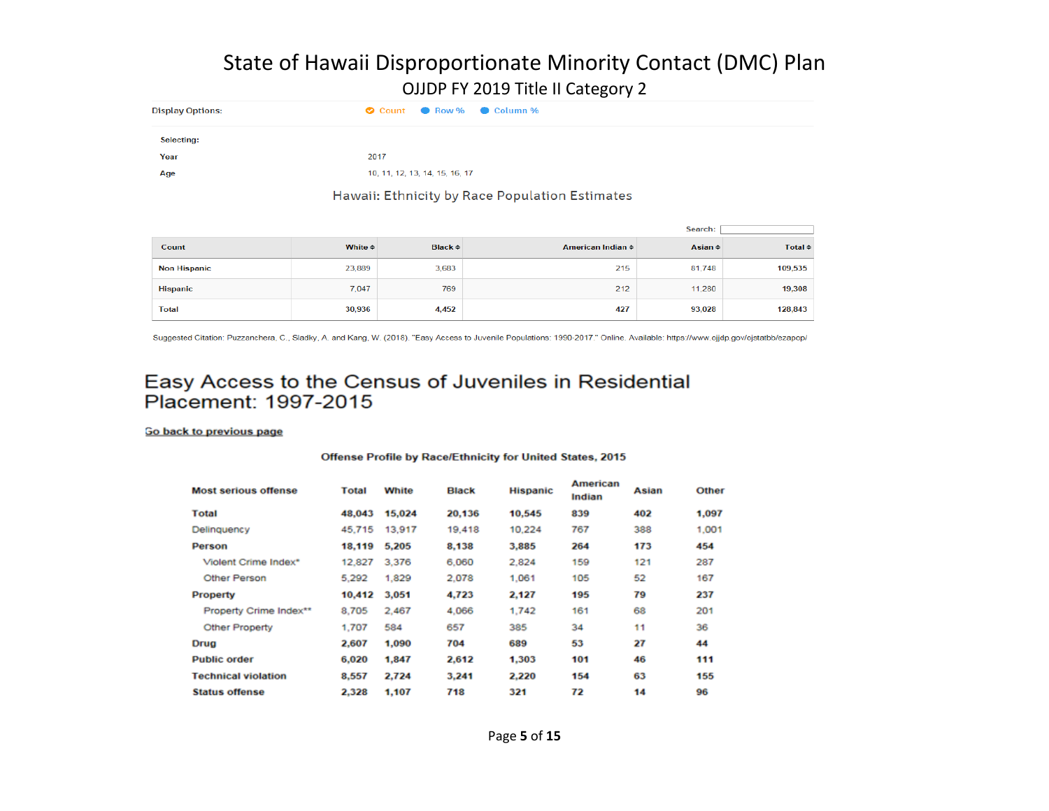# State of Hawaii Disproportionate Minority Contact (DMC) Plan

OJJDP FY 2019 Title II Category 2

Display Options: Count Row % Column %

Selecting:

Year 2017

Age 10, 11, 12, 13, 14, 15, 16, 17

## Hawaii: Ethnicity by Race Population Estimates

Search:

| Count | White | Black | American Indian | Asian | Total |
|---|---|---|---|---|---|
| Non Hispanic | 23,889 | 3,683 | 215 | 81,748 | 109,535 |
| Hispanic | 7,047 | 769 | 212 | 11,280 | 19,308 |
| Total | 30,936 | 4,452 | 427 | 93,028 | 128,843 |

Suggested Citation: Puzzanchera, C., Sladky, A. and Kang, W. (2018). "Easy Access to Juvenile Populations: 1990-2017." Online. Available: https://www.ojjdp.gov/ojstatbb/ezapop/

## Easy Access to the Census of Juveniles in Residential Placement: 1997-2015

Go back to previous page

**Offense Profile by Race/Ethnicity for United States, 2015**

| Most serious offense | Total | White | Black | Hispanic | American Indian | Asian | Other |
|---|---|---|---|---|---|---|---|
| **Total** | **48,043** | **15,024** | **20,136** | **10,545** | **839** | **402** | **1,097** |
| Delinquency | 45,715 | 13,917 | 19,418 | 10,224 | 767 | 388 | 1,001 |
| **Person** | **18,119** | **5,205** | **8,138** | **3,885** | **264** | **173** | **454** |
| Violent Crime Index* | 12,827 | 3,376 | 6,060 | 2,824 | 159 | 121 | 287 |
| Other Person | 5,292 | 1,829 | 2,078 | 1,061 | 105 | 52 | 167 |
| **Property** | **10,412** | **3,051** | **4,723** | **2,127** | **195** | **79** | **237** |
| Property Crime Index** | 8,705 | 2,467 | 4,066 | 1,742 | 161 | 68 | 201 |
| Other Property | 1,707 | 584 | 657 | 385 | 34 | 11 | 36 |
| **Drug** | **2,607** | **1,090** | **704** | **689** | **53** | **27** | **44** |
| **Public order** | **6,020** | **1,847** | **2,612** | **1,303** | **101** | **46** | **111** |
| **Technical violation** | **8,557** | **2,724** | **3,241** | **2,220** | **154** | **63** | **155** |
| **Status offense** | **2,328** | **1,107** | **718** | **321** | **72** | **14** | **96** |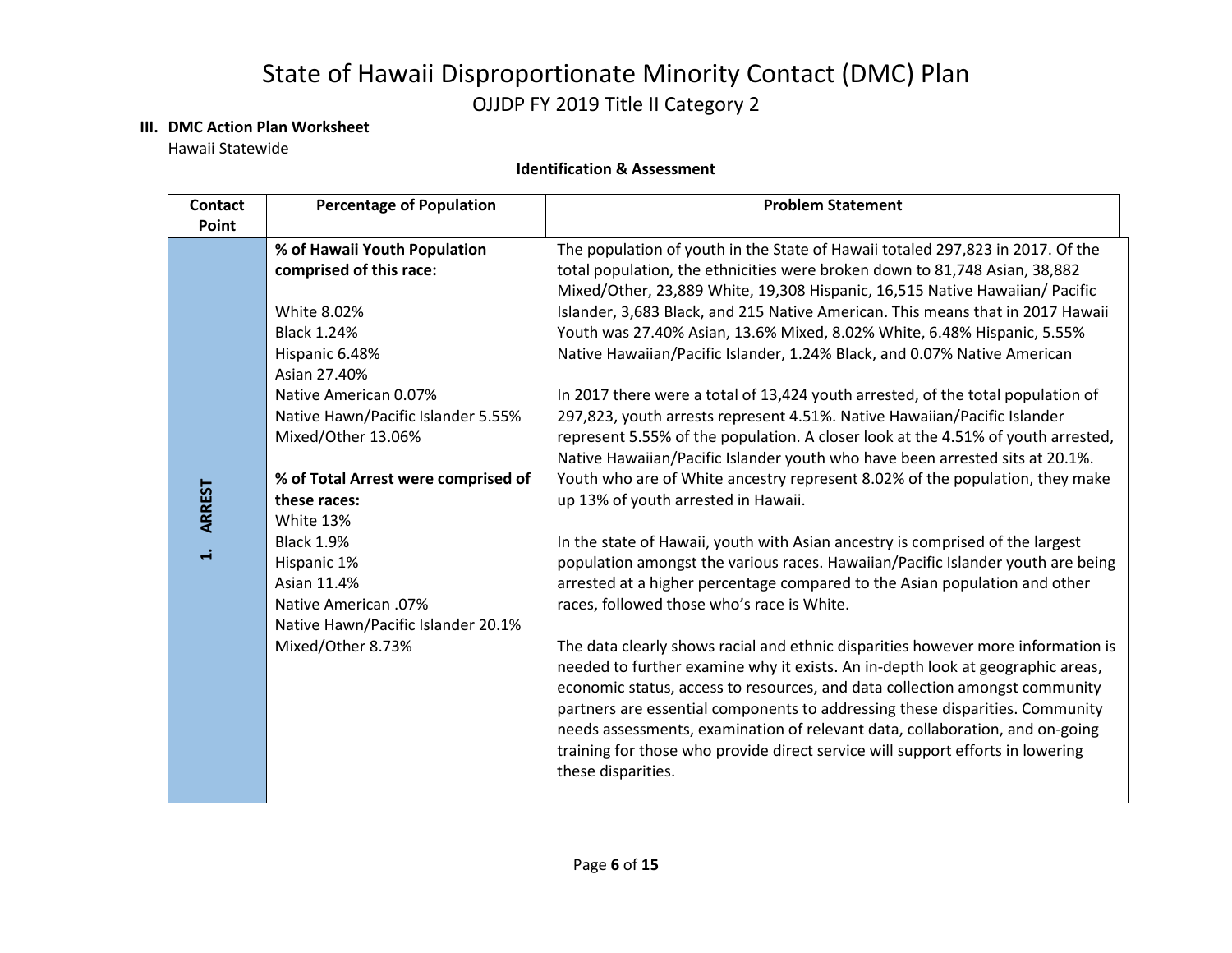# State of Hawaii Disproportionate Minority Contact (DMC) Plan

OJJDP FY 2019 Title II Category 2

**III. DMC Action Plan Worksheet**

Hawaii Statewide

**Identification & Assessment**

| Contact Point | Percentage of Population | Problem Statement |
|---|---|---|
| **1. ARREST** | **% of Hawaii Youth Population comprised of this race:**<br><br>White 8.02%<br>Black 1.24%<br>Hispanic 6.48%<br>Asian 27.40%<br>Native American 0.07%<br>Native Hawn/Pacific Islander 5.55%<br>Mixed/Other 13.06%<br><br>**% of Total Arrest were comprised of these races:**<br>White 13%<br>Black 1.9%<br>Hispanic 1%<br>Asian 11.4%<br>Native American .07%<br>Native Hawn/Pacific Islander 20.1%<br>Mixed/Other 8.73% | The population of youth in the State of Hawaii totaled 297,823 in 2017. Of the total population, the ethnicities were broken down to 81,748 Asian, 38,882 Mixed/Other, 23,889 White, 19,308 Hispanic, 16,515 Native Hawaiian/ Pacific Islander, 3,683 Black, and 215 Native American. This means that in 2017 Hawaii Youth was 27.40% Asian, 13.6% Mixed, 8.02% White, 6.48% Hispanic, 5.55% Native Hawaiian/Pacific Islander, 1.24% Black, and 0.07% Native American<br><br>In 2017 there were a total of 13,424 youth arrested, of the total population of 297,823, youth arrests represent 4.51%. Native Hawaiian/Pacific Islander represent 5.55% of the population. A closer look at the 4.51% of youth arrested, Native Hawaiian/Pacific Islander youth who have been arrested sits at 20.1%. Youth who are of White ancestry represent 8.02% of the population, they make up 13% of youth arrested in Hawaii.<br><br>In the state of Hawaii, youth with Asian ancestry is comprised of the largest population amongst the various races. Hawaiian/Pacific Islander youth are being arrested at a higher percentage compared to the Asian population and other races, followed those who's race is White.<br><br>The data clearly shows racial and ethnic disparities however more information is needed to further examine why it exists. An in-depth look at geographic areas, economic status, access to resources, and data collection amongst community partners are essential components to addressing these disparities. Community needs assessments, examination of relevant data, collaboration, and on-going training for those who provide direct service will support efforts in lowering these disparities. |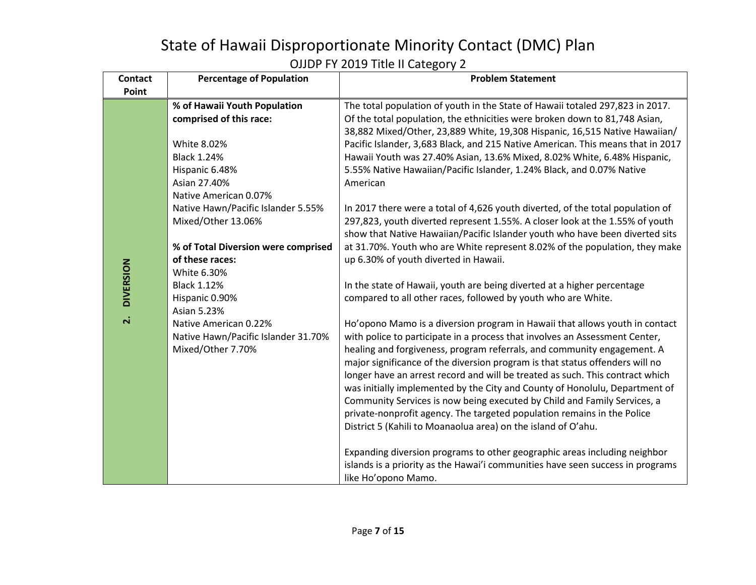# State of Hawaii Disproportionate Minority Contact (DMC) Plan

## OJJDP FY 2019 Title II Category 2

| Contact Point | Percentage of Population | Problem Statement |
|---|---|---|
| 2. DIVERSION | **% of Hawaii Youth Population comprised of this race:**<br><br>White 8.02%<br>Black 1.24%<br>Hispanic 6.48%<br>Asian 27.40%<br>Native American 0.07%<br>Native Hawn/Pacific Islander 5.55%<br>Mixed/Other 13.06%<br><br>**% of Total Diversion were comprised of these races:**<br>White 6.30%<br>Black 1.12%<br>Hispanic 0.90%<br>Asian 5.23%<br>Native American 0.22%<br>Native Hawn/Pacific Islander 31.70%<br>Mixed/Other 7.70% | The total population of youth in the State of Hawaii totaled 297,823 in 2017. Of the total population, the ethnicities were broken down to 81,748 Asian, 38,882 Mixed/Other, 23,889 White, 19,308 Hispanic, 16,515 Native Hawaiian/ Pacific Islander, 3,683 Black, and 215 Native American. This means that in 2017 Hawaii Youth was 27.40% Asian, 13.6% Mixed, 8.02% White, 6.48% Hispanic, 5.55% Native Hawaiian/Pacific Islander, 1.24% Black, and 0.07% Native American<br><br>In 2017 there were a total of 4,626 youth diverted, of the total population of 297,823, youth diverted represent 1.55%. A closer look at the 1.55% of youth show that Native Hawaiian/Pacific Islander youth who have been diverted sits at 31.70%. Youth who are White represent 8.02% of the population, they make up 6.30% of youth diverted in Hawaii.<br><br>In the state of Hawaii, youth are being diverted at a higher percentage compared to all other races, followed by youth who are White.<br><br>Ho'opono Mamo is a diversion program in Hawaii that allows youth in contact with police to participate in a process that involves an Assessment Center, healing and forgiveness, program referrals, and community engagement. A major significance of the diversion program is that status offenders will no longer have an arrest record and will be treated as such. This contract which was initially implemented by the City and County of Honolulu, Department of Community Services is now being executed by Child and Family Services, a private-nonprofit agency. The targeted population remains in the Police District 5 (Kahili to Moanaolua area) on the island of O'ahu.<br><br>Expanding diversion programs to other geographic areas including neighbor islands is a priority as the Hawai'i communities have seen success in programs like Ho'opono Mamo. |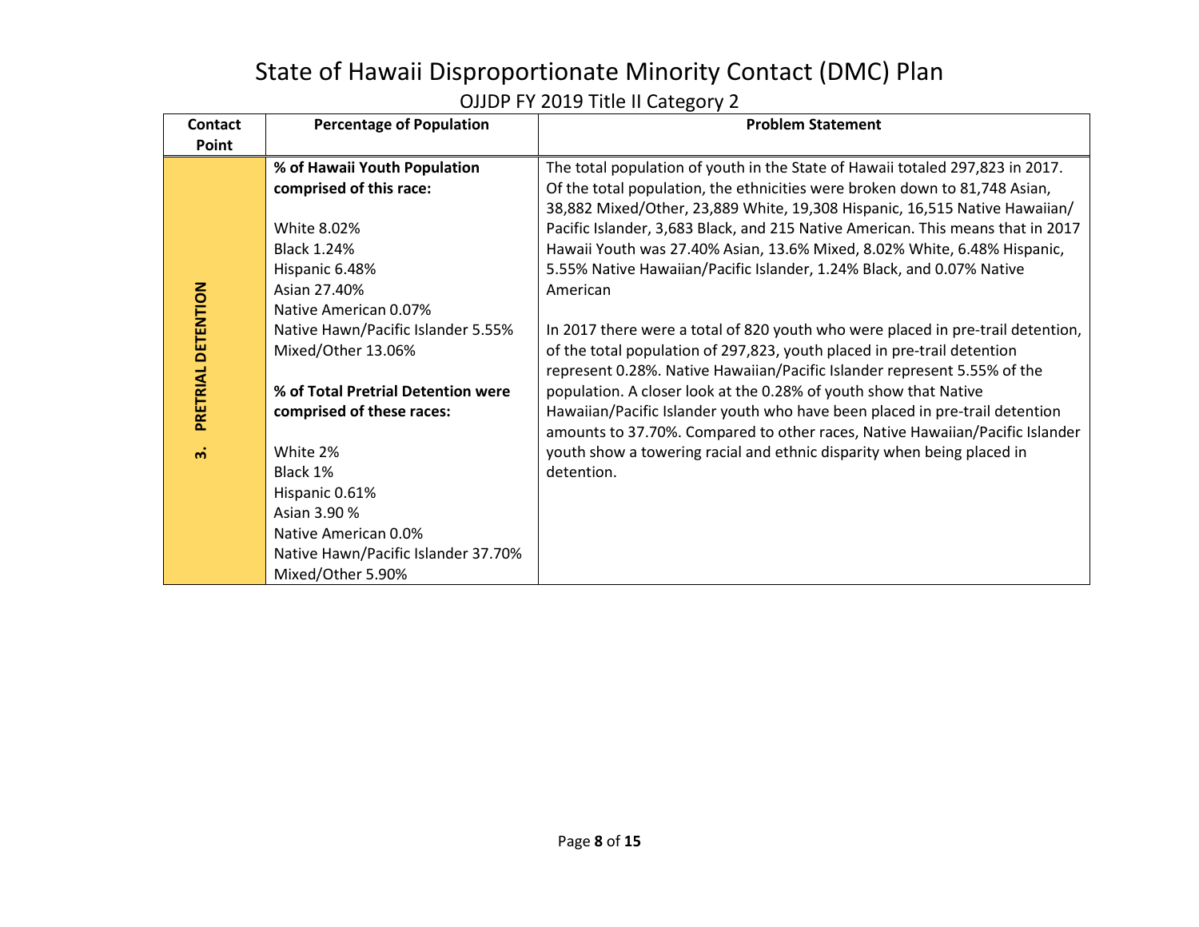# State of Hawaii Disproportionate Minority Contact (DMC) Plan

## OJJDP FY 2019 Title II Category 2

| Contact Point | Percentage of Population | Problem Statement |
|---|---|---|
| 3. PRETRIAL DETENTION | **% of Hawaii Youth Population comprised of this race:**<br><br>White 8.02%<br>Black 1.24%<br>Hispanic 6.48%<br>Asian 27.40%<br>Native American 0.07%<br>Native Hawn/Pacific Islander 5.55%<br>Mixed/Other 13.06%<br><br>**% of Total Pretrial Detention were comprised of these races:**<br><br>White 2%<br>Black 1%<br>Hispanic 0.61%<br>Asian 3.90 %<br>Native American 0.0%<br>Native Hawn/Pacific Islander 37.70%<br>Mixed/Other 5.90% | The total population of youth in the State of Hawaii totaled 297,823 in 2017. Of the total population, the ethnicities were broken down to 81,748 Asian, 38,882 Mixed/Other, 23,889 White, 19,308 Hispanic, 16,515 Native Hawaiian/ Pacific Islander, 3,683 Black, and 215 Native American. This means that in 2017 Hawaii Youth was 27.40% Asian, 13.6% Mixed, 8.02% White, 6.48% Hispanic, 5.55% Native Hawaiian/Pacific Islander, 1.24% Black, and 0.07% Native American<br><br>In 2017 there were a total of 820 youth who were placed in pre-trail detention, of the total population of 297,823, youth placed in pre-trail detention represent 0.28%. Native Hawaiian/Pacific Islander represent 5.55% of the population. A closer look at the 0.28% of youth show that Native Hawaiian/Pacific Islander youth who have been placed in pre-trail detention amounts to 37.70%. Compared to other races, Native Hawaiian/Pacific Islander youth show a towering racial and ethnic disparity when being placed in detention. |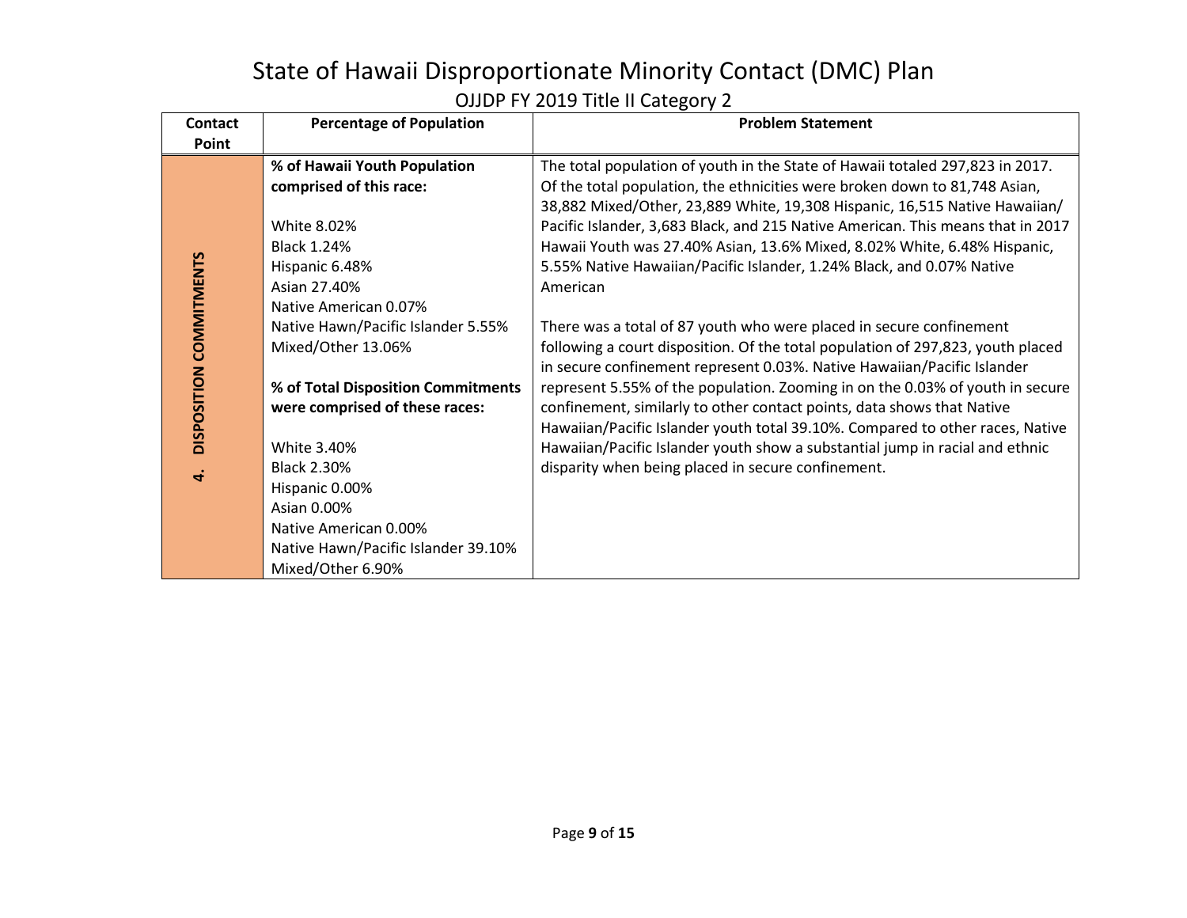# State of Hawaii Disproportionate Minority Contact (DMC) Plan

OJJDP FY 2019 Title II Category 2

| Contact Point | Percentage of Population | Problem Statement |
|---|---|---|
| 4. DISPOSITION COMMITMENTS | **% of Hawaii Youth Population comprised of this race:**<br><br>White 8.02%<br>Black 1.24%<br>Hispanic 6.48%<br>Asian 27.40%<br>Native American 0.07%<br>Native Hawn/Pacific Islander 5.55%<br>Mixed/Other 13.06%<br><br>**% of Total Disposition Commitments were comprised of these races:**<br><br>White 3.40%<br>Black 2.30%<br>Hispanic 0.00%<br>Asian 0.00%<br>Native American 0.00%<br>Native Hawn/Pacific Islander 39.10%<br>Mixed/Other 6.90% | The total population of youth in the State of Hawaii totaled 297,823 in 2017. Of the total population, the ethnicities were broken down to 81,748 Asian, 38,882 Mixed/Other, 23,889 White, 19,308 Hispanic, 16,515 Native Hawaiian/ Pacific Islander, 3,683 Black, and 215 Native American. This means that in 2017 Hawaii Youth was 27.40% Asian, 13.6% Mixed, 8.02% White, 6.48% Hispanic, 5.55% Native Hawaiian/Pacific Islander, 1.24% Black, and 0.07% Native American<br><br>There was a total of 87 youth who were placed in secure confinement following a court disposition. Of the total population of 297,823, youth placed in secure confinement represent 0.03%. Native Hawaiian/Pacific Islander represent 5.55% of the population. Zooming in on the 0.03% of youth in secure confinement, similarly to other contact points, data shows that Native Hawaiian/Pacific Islander youth total 39.10%. Compared to other races, Native Hawaiian/Pacific Islander youth show a substantial jump in racial and ethnic disparity when being placed in secure confinement. |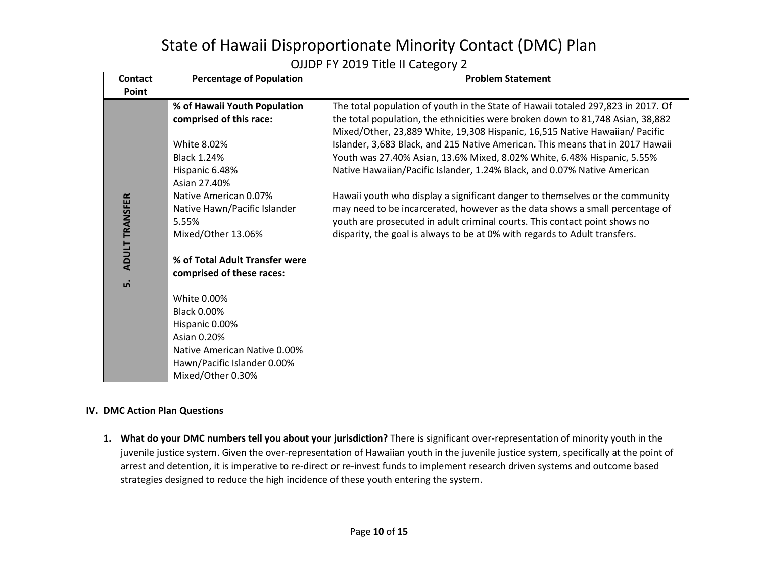# State of Hawaii Disproportionate Minority Contact (DMC) Plan

OJJDP FY 2019 Title II Category 2

| Contact Point | Percentage of Population | Problem Statement |
|---|---|---|
| 5. ADULT TRANSFER | **% of Hawaii Youth Population comprised of this race:**<br><br>White 8.02%<br>Black 1.24%<br>Hispanic 6.48%<br>Asian 27.40%<br>Native American 0.07%<br>Native Hawn/Pacific Islander 5.55%<br>Mixed/Other 13.06%<br><br>**% of Total Adult Transfer were comprised of these races:**<br><br>White 0.00%<br>Black 0.00%<br>Hispanic 0.00%<br>Asian 0.20%<br>Native American Native 0.00%<br>Hawn/Pacific Islander 0.00%<br>Mixed/Other 0.30% | The total population of youth in the State of Hawaii totaled 297,823 in 2017. Of the total population, the ethnicities were broken down to 81,748 Asian, 38,882 Mixed/Other, 23,889 White, 19,308 Hispanic, 16,515 Native Hawaiian/ Pacific Islander, 3,683 Black, and 215 Native American. This means that in 2017 Hawaii Youth was 27.40% Asian, 13.6% Mixed, 8.02% White, 6.48% Hispanic, 5.55% Native Hawaiian/Pacific Islander, 1.24% Black, and 0.07% Native American<br><br>Hawaii youth who display a significant danger to themselves or the community may need to be incarcerated, however as the data shows a small percentage of youth are prosecuted in adult criminal courts. This contact point shows no disparity, the goal is always to be at 0% with regards to Adult transfers. |

## IV. DMC Action Plan Questions

1. **What do your DMC numbers tell you about your jurisdiction?** There is significant over-representation of minority youth in the juvenile justice system. Given the over-representation of Hawaiian youth in the juvenile justice system, specifically at the point of arrest and detention, it is imperative to re-direct or re-invest funds to implement research driven systems and outcome based strategies designed to reduce the high incidence of these youth entering the system.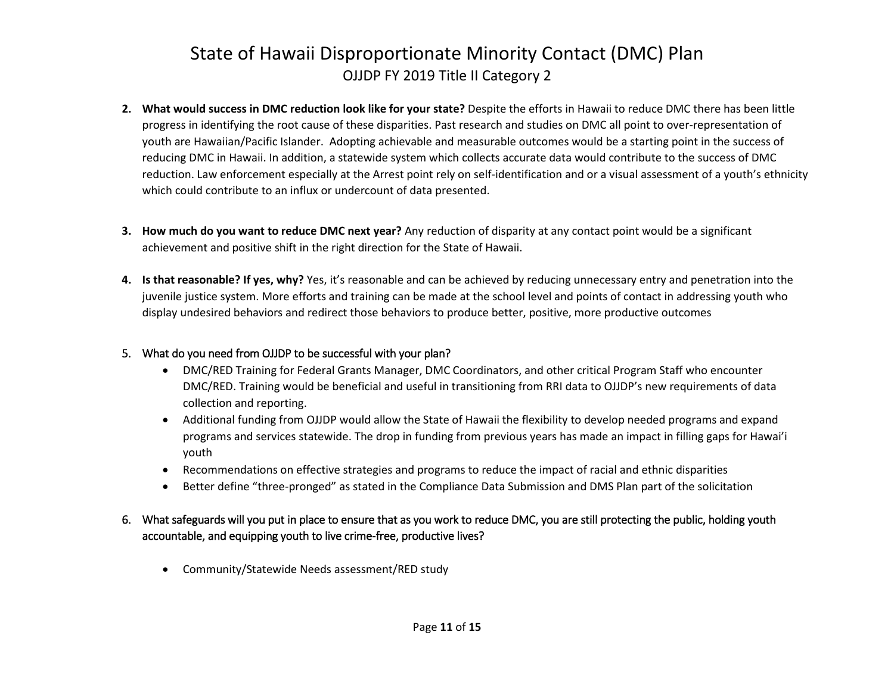2. **What would success in DMC reduction look like for your state?** Despite the efforts in Hawaii to reduce DMC there has been little progress in identifying the root cause of these disparities. Past research and studies on DMC all point to over-representation of youth are Hawaiian/Pacific Islander. Adopting achievable and measurable outcomes would be a starting point in the success of reducing DMC in Hawaii. In addition, a statewide system which collects accurate data would contribute to the success of DMC reduction. Law enforcement especially at the Arrest point rely on self-identification and or a visual assessment of a youth's ethnicity which could contribute to an influx or undercount of data presented.

3. **How much do you want to reduce DMC next year?** Any reduction of disparity at any contact point would be a significant achievement and positive shift in the right direction for the State of Hawaii.

4. **Is that reasonable? If yes, why?** Yes, it's reasonable and can be achieved by reducing unnecessary entry and penetration into the juvenile justice system. More efforts and training can be made at the school level and points of contact in addressing youth who display undesired behaviors and redirect those behaviors to produce better, positive, more productive outcomes

5. What do you need from OJJDP to be successful with your plan?
   - DMC/RED Training for Federal Grants Manager, DMC Coordinators, and other critical Program Staff who encounter DMC/RED. Training would be beneficial and useful in transitioning from RRI data to OJJDP's new requirements of data collection and reporting.
   - Additional funding from OJJDP would allow the State of Hawaii the flexibility to develop needed programs and expand programs and services statewide. The drop in funding from previous years has made an impact in filling gaps for Hawai'i youth
   - Recommendations on effective strategies and programs to reduce the impact of racial and ethnic disparities
   - Better define "three-pronged" as stated in the Compliance Data Submission and DMS Plan part of the solicitation

6. What safeguards will you put in place to ensure that as you work to reduce DMC, you are still protecting the public, holding youth accountable, and equipping youth to live crime-free, productive lives?

   - Community/Statewide Needs assessment/RED study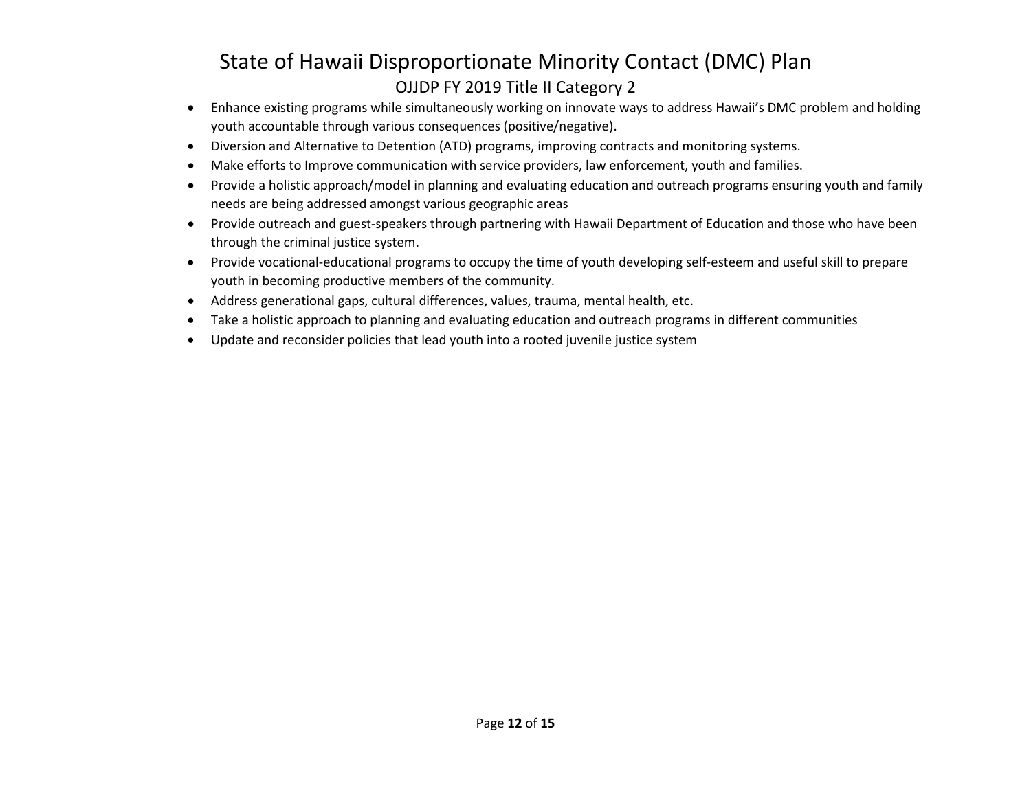- Enhance existing programs while simultaneously working on innovate ways to address Hawaii's DMC problem and holding youth accountable through various consequences (positive/negative).
- Diversion and Alternative to Detention (ATD) programs, improving contracts and monitoring systems.
- Make efforts to Improve communication with service providers, law enforcement, youth and families.
- Provide a holistic approach/model in planning and evaluating education and outreach programs ensuring youth and family needs are being addressed amongst various geographic areas
- Provide outreach and guest-speakers through partnering with Hawaii Department of Education and those who have been through the criminal justice system.
- Provide vocational-educational programs to occupy the time of youth developing self-esteem and useful skill to prepare youth in becoming productive members of the community.
- Address generational gaps, cultural differences, values, trauma, mental health, etc.
- Take a holistic approach to planning and evaluating education and outreach programs in different communities
- Update and reconsider policies that lead youth into a rooted juvenile justice system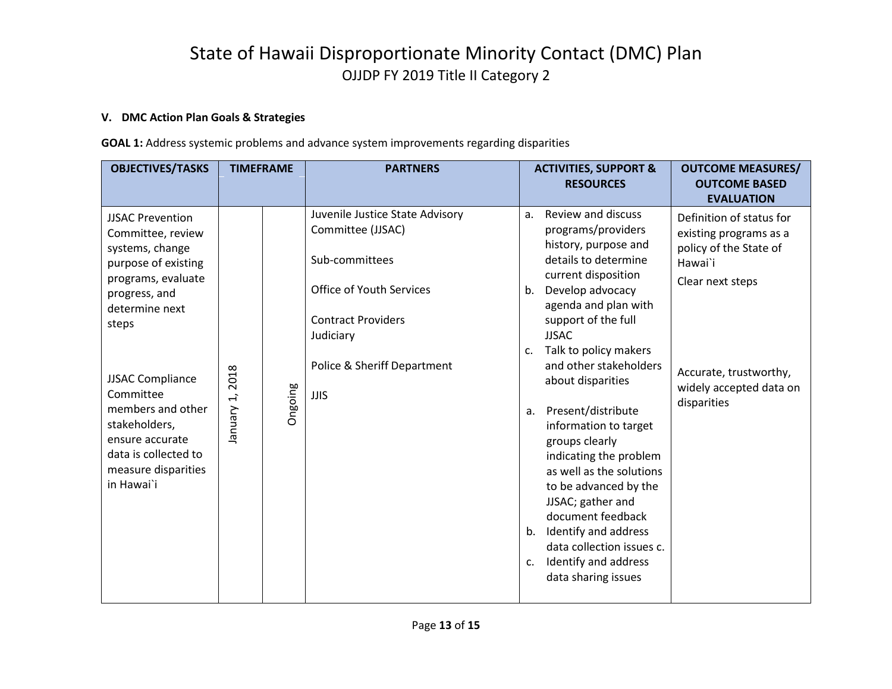# State of Hawaii Disproportionate Minority Contact (DMC) Plan

## OJJDP FY 2019 Title II Category 2

### V. DMC Action Plan Goals & Strategies

**GOAL 1:** Address systemic problems and advance system improvements regarding disparities

| OBJECTIVES/TASKS | TIMEFRAME | | PARTNERS | ACTIVITIES, SUPPORT & RESOURCES | OUTCOME MEASURES/ OUTCOME BASED EVALUATION |
|---|---|---|---|---|---|
| JJSAC Prevention Committee, review systems, change purpose of existing programs, evaluate progress, and determine next steps<br><br>JJSAC Compliance Committee members and other stakeholders, ensure accurate data is collected to measure disparities in Hawai`i | January 1, 2018 | Ongoing | Juvenile Justice State Advisory Committee (JJSAC)<br><br>Sub-committees<br><br>Office of Youth Services<br><br>Contract Providers<br>Judiciary<br><br>Police & Sheriff Department<br><br>JJIS | a. Review and discuss programs/providers history, purpose and details to determine current disposition<br>b. Develop advocacy agenda and plan with support of the full JJSAC<br>c. Talk to policy makers and other stakeholders about disparities<br><br>a. Present/distribute information to target groups clearly indicating the problem as well as the solutions to be advanced by the JJSAC; gather and document feedback<br>b. Identify and address data collection issues c.<br>c. Identify and address data sharing issues | Definition of status for existing programs as a policy of the State of Hawai`i<br>Clear next steps<br><br>Accurate, trustworthy, widely accepted data on disparities |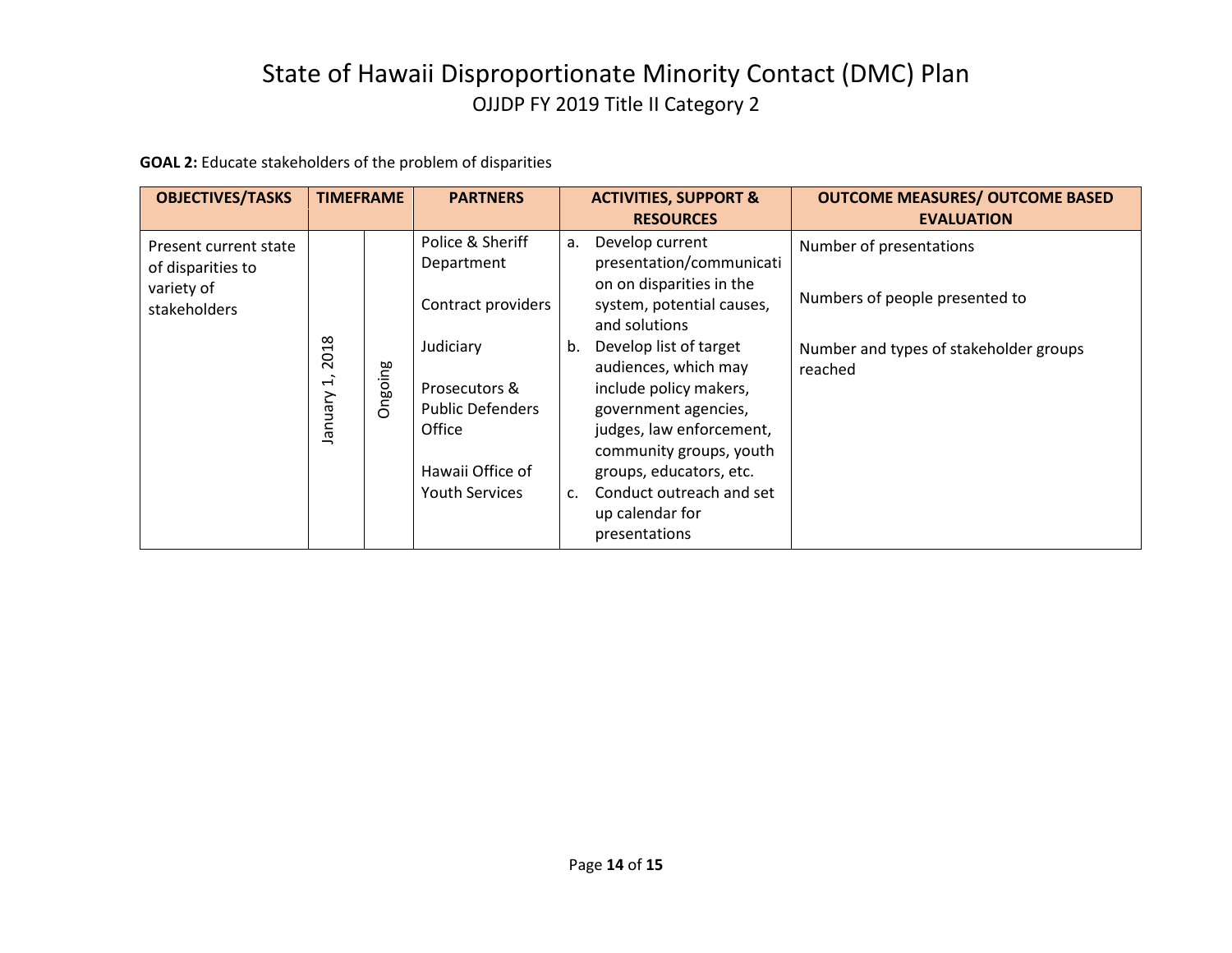# State of Hawaii Disproportionate Minority Contact (DMC) Plan

OJJDP FY 2019 Title II Category 2

**GOAL 2:** Educate stakeholders of the problem of disparities

| OBJECTIVES/TASKS | TIMEFRAME | | PARTNERS | ACTIVITIES, SUPPORT & RESOURCES | OUTCOME MEASURES/ OUTCOME BASED EVALUATION |
|---|---|---|---|---|---|
| Present current state of disparities to variety of stakeholders | January 1, 2018 | Ongoing | Police & Sheriff Department<br><br>Contract providers<br><br>Judiciary<br><br>Prosecutors & Public Defenders Office<br><br>Hawaii Office of Youth Services | a. Develop current presentation/communication on disparities in the system, potential causes, and solutions<br>b. Develop list of target audiences, which may include policy makers, government agencies, judges, law enforcement, community groups, youth groups, educators, etc.<br>c. Conduct outreach and set up calendar for presentations | Number of presentations<br><br>Numbers of people presented to<br><br>Number and types of stakeholder groups reached |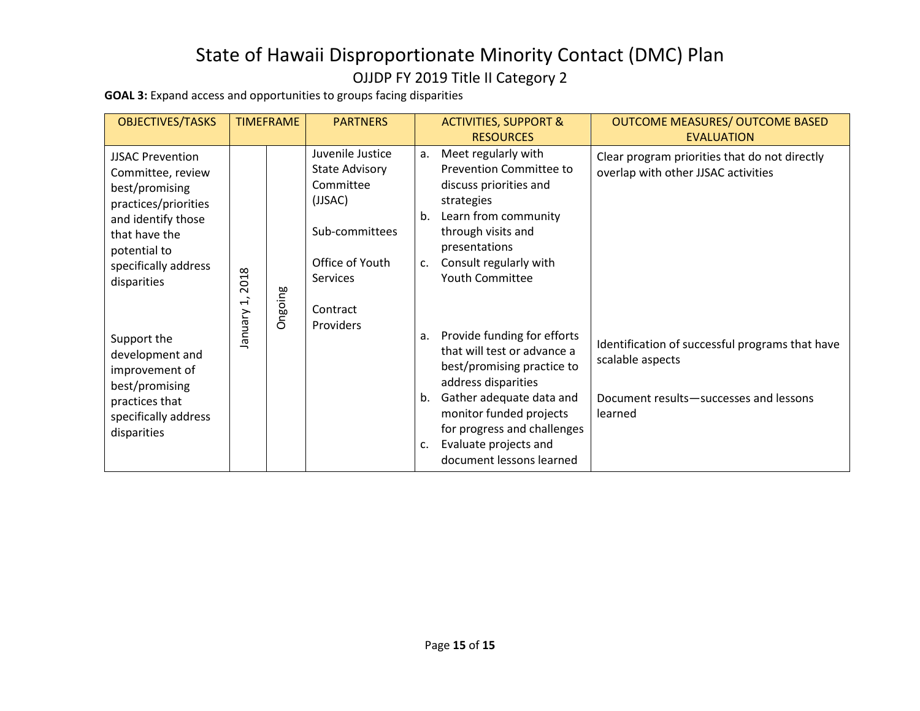# State of Hawaii Disproportionate Minority Contact (DMC) Plan

## OJJDP FY 2019 Title II Category 2

**GOAL 3:** Expand access and opportunities to groups facing disparities

| OBJECTIVES/TASKS | TIMEFRAME | | PARTNERS | ACTIVITIES, SUPPORT & RESOURCES | OUTCOME MEASURES/ OUTCOME BASED EVALUATION |
|---|---|---|---|---|---|
| JJSAC Prevention Committee, review best/promising practices/priorities and identify those that have the potential to specifically address disparities | January 1, 2018 | Ongoing | Juvenile Justice State Advisory Committee (JJSAC)<br><br>Sub-committees<br><br>Office of Youth Services<br><br>Contract Providers | a. Meet regularly with Prevention Committee to discuss priorities and strategies<br>b. Learn from community through visits and presentations<br>c. Consult regularly with Youth Committee | Clear program priorities that do not directly overlap with other JJSAC activities |
| Support the development and improvement of best/promising practices that specifically address disparities | | | | a. Provide funding for efforts that will test or advance a best/promising practice to address disparities<br>b. Gather adequate data and monitor funded projects for progress and challenges<br>c. Evaluate projects and document lessons learned | Identification of successful programs that have scalable aspects<br><br>Document results—successes and lessons learned |